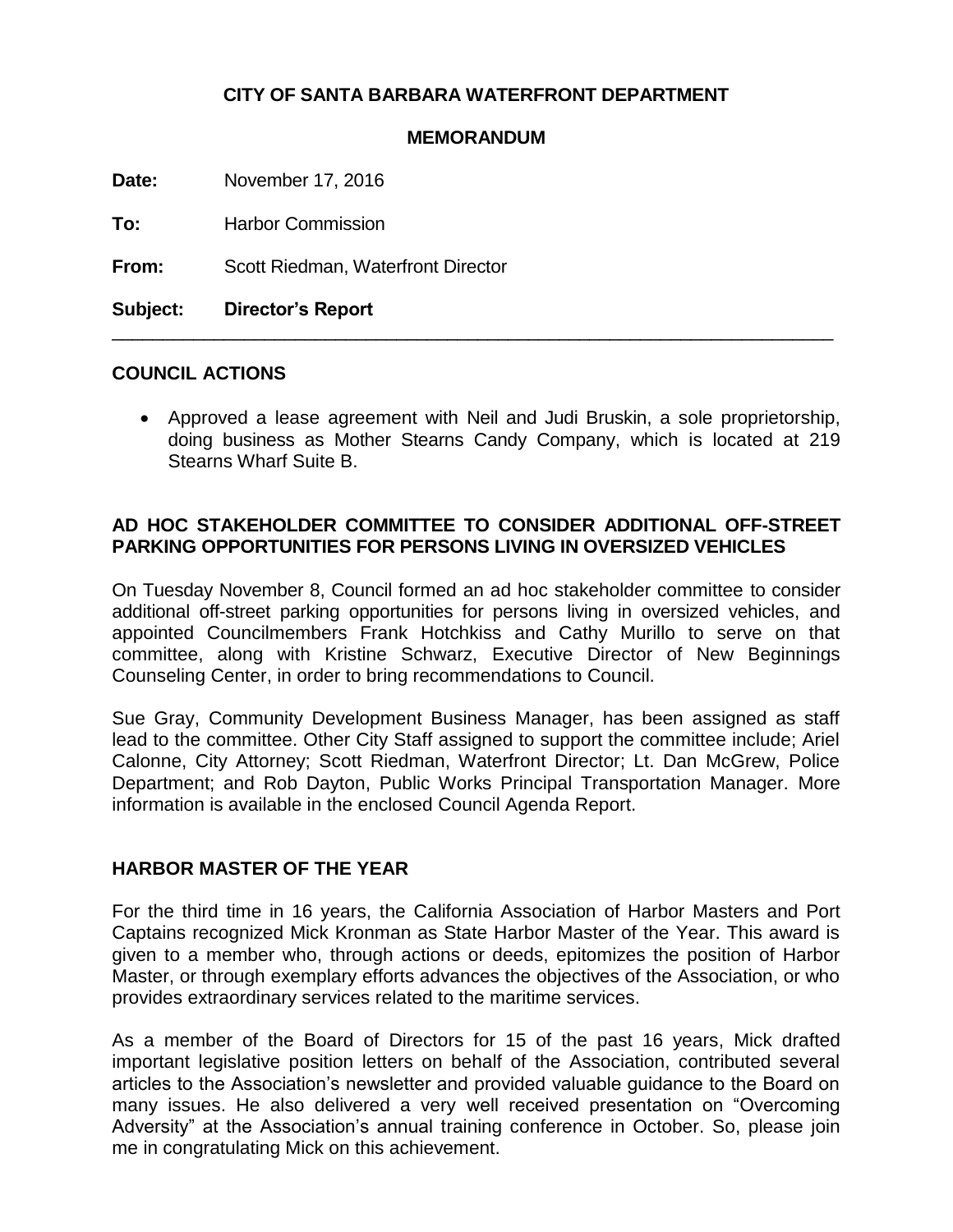**CITY OF SANTA BARBARA WATERFRONT DEPARTMENT**

**MEMORANDUM**

**Date:** November 17, 2016

**To:** Harbor Commission

**From:** Scott Riedman, Waterfront Director

**Subject: Director's Report**

---

## COUNCIL ACTIONS

- Approved a lease agreement with Neil and Judi Bruskin, a sole proprietorship, doing business as Mother Stearns Candy Company, which is located at 219 Stearns Wharf Suite B.

## AD HOC STAKEHOLDER COMMITTEE TO CONSIDER ADDITIONAL OFF-STREET PARKING OPPORTUNITIES FOR PERSONS LIVING IN OVERSIZED VEHICLES

On Tuesday November 8, Council formed an ad hoc stakeholder committee to consider additional off-street parking opportunities for persons living in oversized vehicles, and appointed Councilmembers Frank Hotchkiss and Cathy Murillo to serve on that committee, along with Kristine Schwarz, Executive Director of New Beginnings Counseling Center, in order to bring recommendations to Council.

Sue Gray, Community Development Business Manager, has been assigned as staff lead to the committee. Other City Staff assigned to support the committee include; Ariel Calonne, City Attorney; Scott Riedman, Waterfront Director; Lt. Dan McGrew, Police Department; and Rob Dayton, Public Works Principal Transportation Manager. More information is available in the enclosed Council Agenda Report.

## HARBOR MASTER OF THE YEAR

For the third time in 16 years, the California Association of Harbor Masters and Port Captains recognized Mick Kronman as State Harbor Master of the Year. This award is given to a member who, through actions or deeds, epitomizes the position of Harbor Master, or through exemplary efforts advances the objectives of the Association, or who provides extraordinary services related to the maritime services.

As a member of the Board of Directors for 15 of the past 16 years, Mick drafted important legislative position letters on behalf of the Association, contributed several articles to the Association's newsletter and provided valuable guidance to the Board on many issues. He also delivered a very well received presentation on "Overcoming Adversity" at the Association's annual training conference in October. So, please join me in congratulating Mick on this achievement.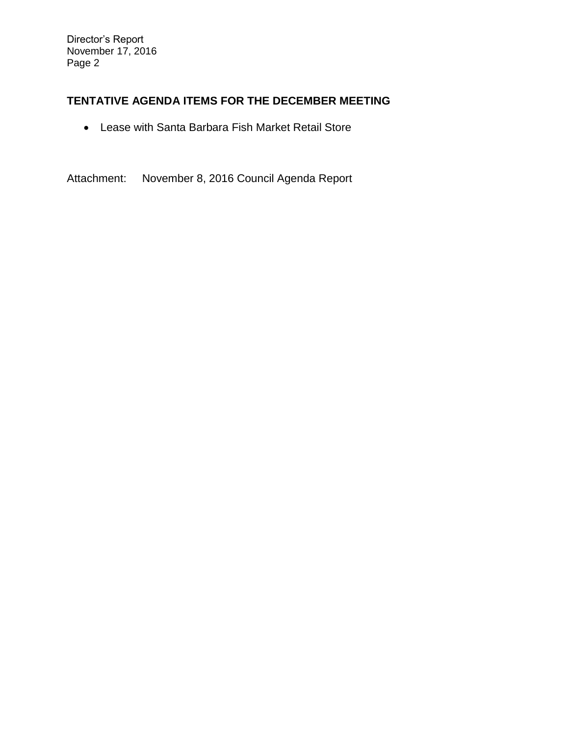## TENTATIVE AGENDA ITEMS FOR THE DECEMBER MEETING

- Lease with Santa Barbara Fish Market Retail Store

Attachment: November 8, 2016 Council Agenda Report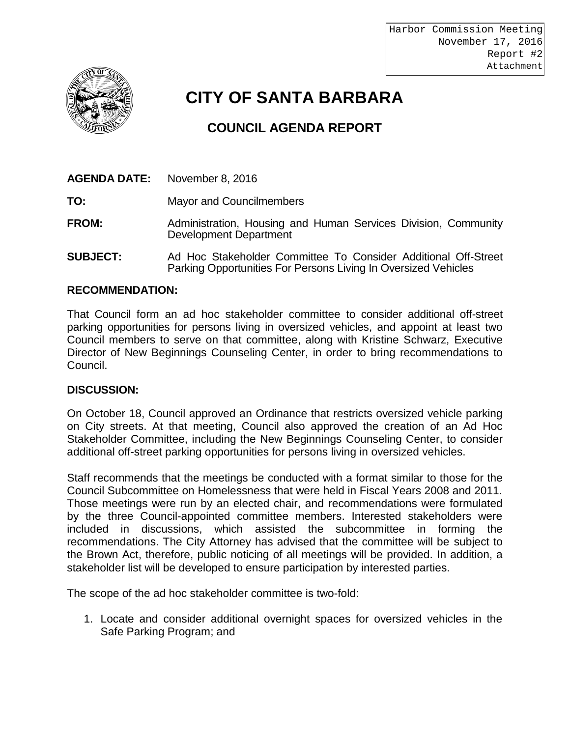Harbor Commission Meeting
November 17, 2016
Report #2
Attachment

# CITY OF SANTA BARBARA

## COUNCIL AGENDA REPORT

**AGENDA DATE:** November 8, 2016

**TO:** Mayor and Councilmembers

**FROM:** Administration, Housing and Human Services Division, Community Development Department

**SUBJECT:** Ad Hoc Stakeholder Committee To Consider Additional Off-Street Parking Opportunities For Persons Living In Oversized Vehicles

### RECOMMENDATION:

That Council form an ad hoc stakeholder committee to consider additional off-street parking opportunities for persons living in oversized vehicles, and appoint at least two Council members to serve on that committee, along with Kristine Schwarz, Executive Director of New Beginnings Counseling Center, in order to bring recommendations to Council.

### DISCUSSION:

On October 18, Council approved an Ordinance that restricts oversized vehicle parking on City streets. At that meeting, Council also approved the creation of an Ad Hoc Stakeholder Committee, including the New Beginnings Counseling Center, to consider additional off-street parking opportunities for persons living in oversized vehicles.

Staff recommends that the meetings be conducted with a format similar to those for the Council Subcommittee on Homelessness that were held in Fiscal Years 2008 and 2011. Those meetings were run by an elected chair, and recommendations were formulated by the three Council-appointed committee members. Interested stakeholders were included in discussions, which assisted the subcommittee in forming the recommendations. The City Attorney has advised that the committee will be subject to the Brown Act, therefore, public noticing of all meetings will be provided. In addition, a stakeholder list will be developed to ensure participation by interested parties.

The scope of the ad hoc stakeholder committee is two-fold:

1. Locate and consider additional overnight spaces for oversized vehicles in the Safe Parking Program; and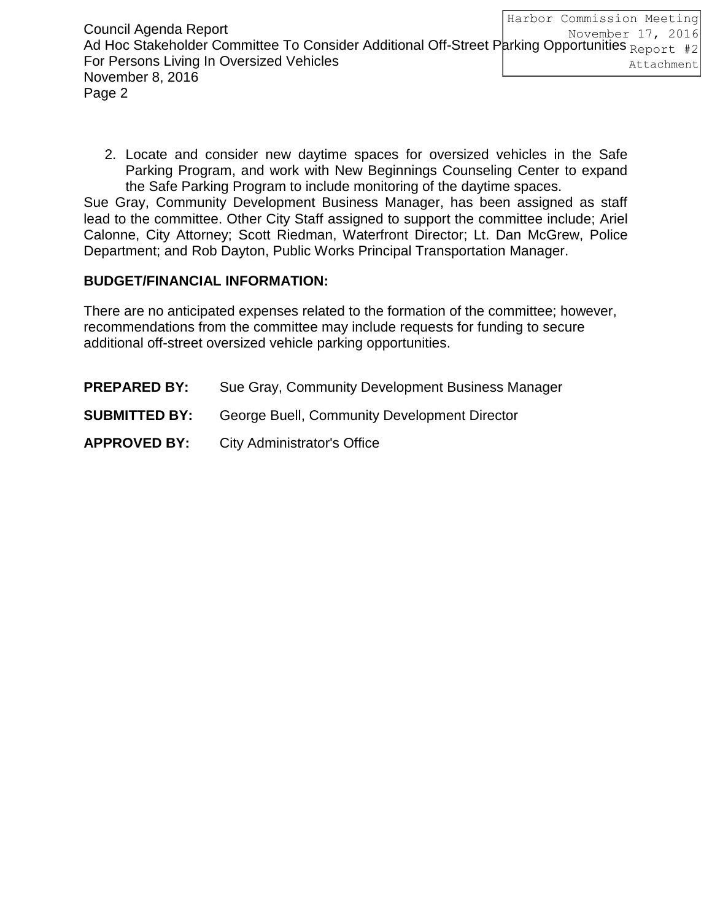2. Locate and consider new daytime spaces for oversized vehicles in the Safe Parking Program, and work with New Beginnings Counseling Center to expand the Safe Parking Program to include monitoring of the daytime spaces.

Sue Gray, Community Development Business Manager, has been assigned as staff lead to the committee. Other City Staff assigned to support the committee include; Ariel Calonne, City Attorney; Scott Riedman, Waterfront Director; Lt. Dan McGrew, Police Department; and Rob Dayton, Public Works Principal Transportation Manager.

**BUDGET/FINANCIAL INFORMATION:**

There are no anticipated expenses related to the formation of the committee; however, recommendations from the committee may include requests for funding to secure additional off-street oversized vehicle parking opportunities.

**PREPARED BY:** Sue Gray, Community Development Business Manager

**SUBMITTED BY:** George Buell, Community Development Director

**APPROVED BY:** City Administrator's Office